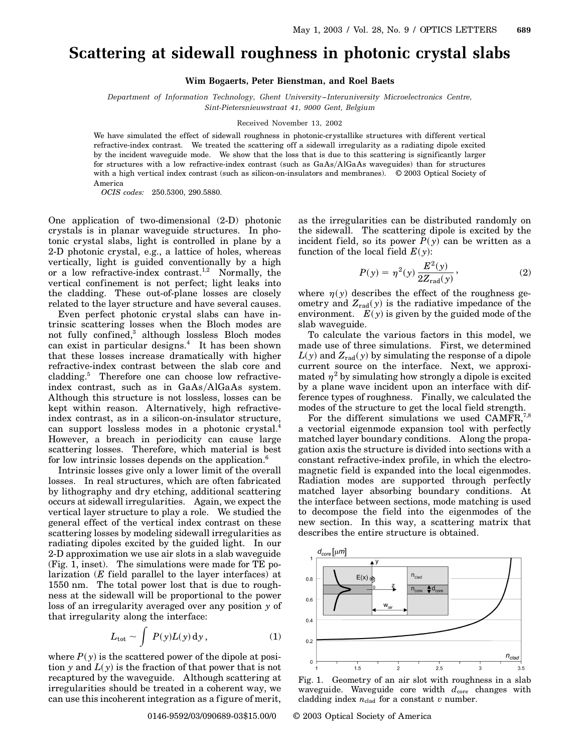# Scattering at sidewall roughness in photonic crystal slabs

**Wim Bogaerts, Peter Bienstman, and Roel Baets**

*Department of Information Technology, Ghent University–Interuniversity Microelectronics Centre, Sint-Pietersnieuwstraat 41, 9000 Gent, Belgium*

Received November 13, 2002

We have simulated the effect of sidewall roughness in photonic-crystallike structures with different vertical refractive-index contrast. We treated the scattering off a sidewall irregularity as a radiating dipole excited by the incident waveguide mode. We show that the loss that is due to this scattering is significantly larger for structures with a low refractive-index contrast (such as GaAs/AlGaAs waveguides) than for structures with a high vertical index contrast (such as silicon-on-insulators and membranes). © 2003 Optical Society of America

*OCIS codes:* 250.5300, 290.5880.

One application of two-dimensional (2-D) photonic crystals is in planar waveguide structures. In photonic crystal slabs, light is controlled in plane by a 2-D photonic crystal, e.g., a lattice of holes, whereas vertically, light is guided conventionally by a high or a low refractive-index contrast.[1,2] Normally, the vertical confinement is not perfect; light leaks into the cladding. These out-of-plane losses are closely related to the layer structure and have several causes.

Even perfect photonic crystal slabs can have intrinsic scattering losses when the Bloch modes are not fully confined,[3] although lossless Bloch modes can exist in particular designs.[4] It has been shown that these losses increase dramatically with higher refractive-index contrast between the slab core and cladding.[5] Therefore one can choose low refractive-index contrast, such as in GaAs/AlGaAs system. Although this structure is not lossless, losses can be kept within reason. Alternatively, high refractive-index contrast, as in a silicon-on-insulator structure, can support lossless modes in a photonic crystal.[4] However, a breach in periodicity can cause large scattering losses. Therefore, which material is best for low intrinsic losses depends on the application.[6]

Intrinsic losses give only a lower limit of the overall losses. In real structures, which are often fabricated by lithography and dry etching, additional scattering occurs at sidewall irregularities. Again, we expect the vertical layer structure to play a role. We studied the general effect of the vertical index contrast on these scattering losses by modeling sidewall irregularities as radiating dipoles excited by the guided light. In our 2-D approximation we use air slots in a slab waveguide (Fig. 1, inset). The simulations were made for TE polarization ($E$ field parallel to the layer interfaces) at 1550 nm. The total power lost that is due to roughness at the sidewall will be proportional to the power loss of an irregularity averaged over any position $y$ of that irregularity along the interface:

$$L_{\text{tot}} \sim \int P(y)L(y)\,\mathrm{d}y\,, \tag{1}$$

where $P(y)$ is the scattered power of the dipole at position $y$ and $L(y)$ is the fraction of that power that is not recaptured by the waveguide. Although scattering at irregularities should be treated in a coherent way, we can use this incoherent integration as a figure of merit, as the irregularities can be distributed randomly on the sidewall. The scattering dipole is excited by the incident field, so its power $P(y)$ can be written as a function of the local field $E(y)$:

$$P(y) = \eta^2(y)\frac{E^2(y)}{2Z_{\text{rad}}(y)}\,, \tag{2}$$

where $\eta(y)$ describes the effect of the roughness geometry and $Z_{\text{rad}}(y)$ is the radiative impedance of the environment. $E(y)$ is given by the guided mode of the slab waveguide.

To calculate the various factors in this model, we made use of three simulations. First, we determined $L(y)$ and $Z_{\text{rad}}(y)$ by simulating the response of a dipole current source on the interface. Next, we approximated $\eta^2$ by simulating how strongly a dipole is excited by a plane wave incident upon an interface with difference types of roughness. Finally, we calculated the modes of the structure to get the local field strength.

For the different simulations we used CAMFR,[7,8] a vectorial eigenmode expansion tool with perfectly matched layer boundary conditions. Along the propagation axis the structure is divided into sections with a constant refractive-index profile, in which the electromagnetic field is expanded into the local eigenmodes. Radiation modes are supported through perfectly matched layer absorbing boundary conditions. At the interface between sections, mode matching is used to decompose the field into the eigenmodes of the new section. In this way, a scattering matrix that describes the entire structure is obtained.

Fig. 1. Geometry of an air slot with roughness in a slab waveguide. Waveguide core width $d_{\text{core}}$ changes with cladding index $n_{\text{clad}}$ for a constant $v$ number.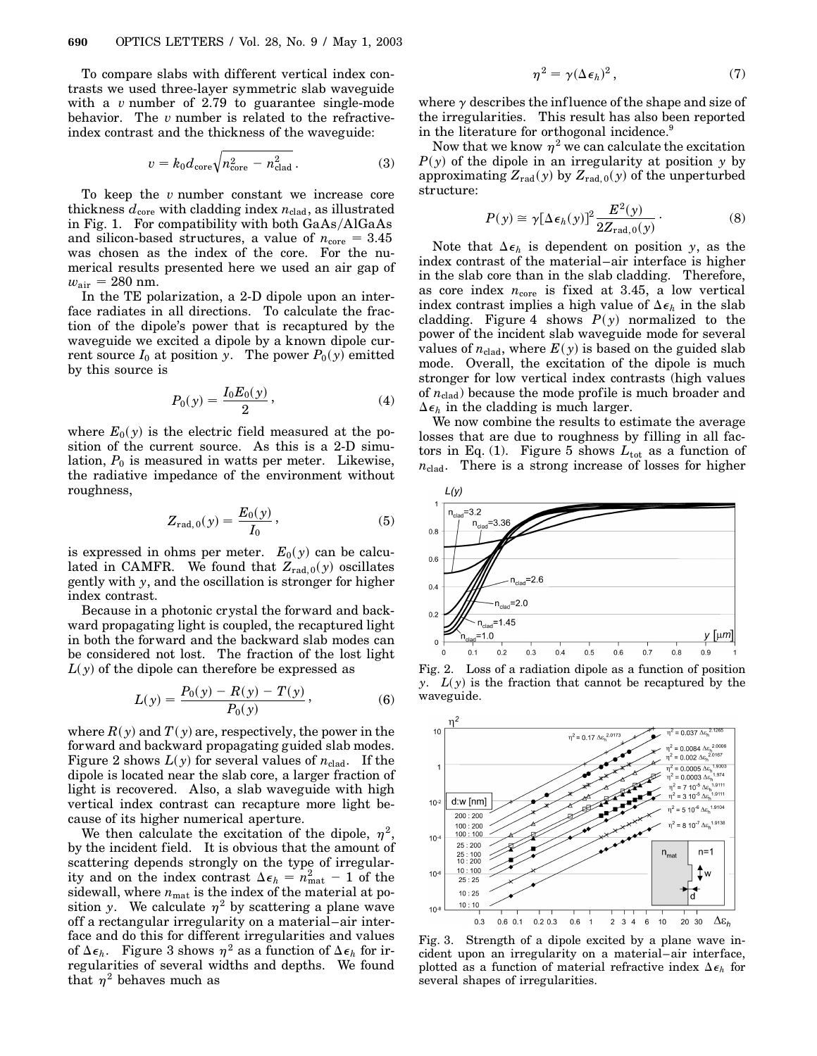To compare slabs with different vertical index contrasts we used three-layer symmetric slab waveguide with a $v$ number of 2.79 to guarantee single-mode behavior. The $v$ number is related to the refractive-index contrast and the thickness of the waveguide:

$$v = k_0 d_{\text{core}} \sqrt{n_{\text{core}}^2 - n_{\text{clad}}^2}\,. \tag{3}$$

To keep the $v$ number constant we increase core thickness $d_{\text{core}}$ with cladding index $n_{\text{clad}}$, as illustrated in Fig. 1. For compatibility with both GaAs/AlGaAs and silicon-based structures, a value of $n_{\text{core}} = 3.45$ was chosen as the index of the core. For the numerical results presented here we used an air gap of $w_{\text{air}} = 280$ nm.

In the TE polarization, a 2-D dipole upon an interface radiates in all directions. To calculate the fraction of the dipole's power that is recaptured by the waveguide we excited a dipole by a known dipole current source $I_0$ at position $y$. The power $P_0(y)$ emitted by this source is

$$P_0(y) = \frac{I_0 E_0(y)}{2}\,, \tag{4}$$

where $E_0(y)$ is the electric field measured at the position of the current source. As this is a 2-D simulation, $P_0$ is measured in watts per meter. Likewise, the radiative impedance of the environment without roughness,

$$Z_{\text{rad},0}(y) = \frac{E_0(y)}{I_0}\,, \tag{5}$$

is expressed in ohms per meter. $E_0(y)$ can be calculated in CAMFR. We found that $Z_{\text{rad},0}(y)$ oscillates gently with $y$, and the oscillation is stronger for higher index contrast.

Because in a photonic crystal the forward and backward propagating light is coupled, the recaptured light in both the forward and the backward slab modes can be considered not lost. The fraction of the lost light $L(y)$ of the dipole can therefore be expressed as

$$L(y) = \frac{P_0(y) - R(y) - T(y)}{P_0(y)}\,, \tag{6}$$

where $R(y)$ and $T(y)$ are, respectively, the power in the forward and backward propagating guided slab modes. Figure 2 shows $L(y)$ for several values of $n_{\text{clad}}$. If the dipole is located near the slab core, a larger fraction of light is recovered. Also, a slab waveguide with high vertical index contrast can recapture more light because of its higher numerical aperture.

We then calculate the excitation of the dipole, $\eta^2$, by the incident field. It is obvious that the amount of scattering depends strongly on the type of irregularity and on the index contrast $\Delta\epsilon_h = n_{\text{mat}}^2 - 1$ of the sidewall, where $n_{\text{mat}}$ is the index of the material at position $y$. We calculate $\eta^2$ by scattering a plane wave off a rectangular irregularity on a material–air interface and do this for different irregularities and values of $\Delta\epsilon_h$. Figure 3 shows $\eta^2$ as a function of $\Delta\epsilon_h$ for irregularities of several widths and depths. We found that $\eta^2$ behaves much as

$$\eta^2 = \gamma(\Delta\epsilon_h)^2\,, \tag{7}$$

where $\gamma$ describes the influence of the shape and size of the irregularities. This result has also been reported in the literature for orthogonal incidence.[9]

Now that we know $\eta^2$ we can calculate the excitation $P(y)$ of the dipole in an irregularity at position $y$ by approximating $Z_{\text{rad}}(y)$ by $Z_{\text{rad},0}(y)$ of the unperturbed structure:

$$P(y) \cong \gamma[\Delta\epsilon_h(y)]^2 \frac{E^2(y)}{2Z_{\text{rad},0}(y)}\,. \tag{8}$$

Note that $\Delta\epsilon_h$ is dependent on position $y$, as the index contrast of the material–air interface is higher in the slab core than in the slab cladding. Therefore, as core index $n_{\text{core}}$ is fixed at 3.45, a low vertical index contrast implies a high value of $\Delta\epsilon_h$ in the slab cladding. Figure 4 shows $P(y)$ normalized to the power of the incident slab waveguide mode for several values of $n_{\text{clad}}$, where $E(y)$ is based on the guided slab mode. Overall, the excitation of the dipole is much stronger for low vertical index contrasts (high values of $n_{\text{clad}}$) because the mode profile is much broader and $\Delta\epsilon_h$ in the cladding is much larger.

We now combine the results to estimate the average losses that are due to roughness by filling in all factors in Eq. (1). Figure 5 shows $L_{\text{tot}}$ as a function of $n_{\text{clad}}$. There is a strong increase of losses for higher

Fig. 2. Loss of a radiation dipole as a function of position $y$. $L(y)$ is the fraction that cannot be recaptured by the waveguide.

Fig. 3. Strength of a dipole excited by a plane wave incident upon an irregularity on a material–air interface, plotted as a function of material refractive index $\Delta\epsilon_h$ for several shapes of irregularities.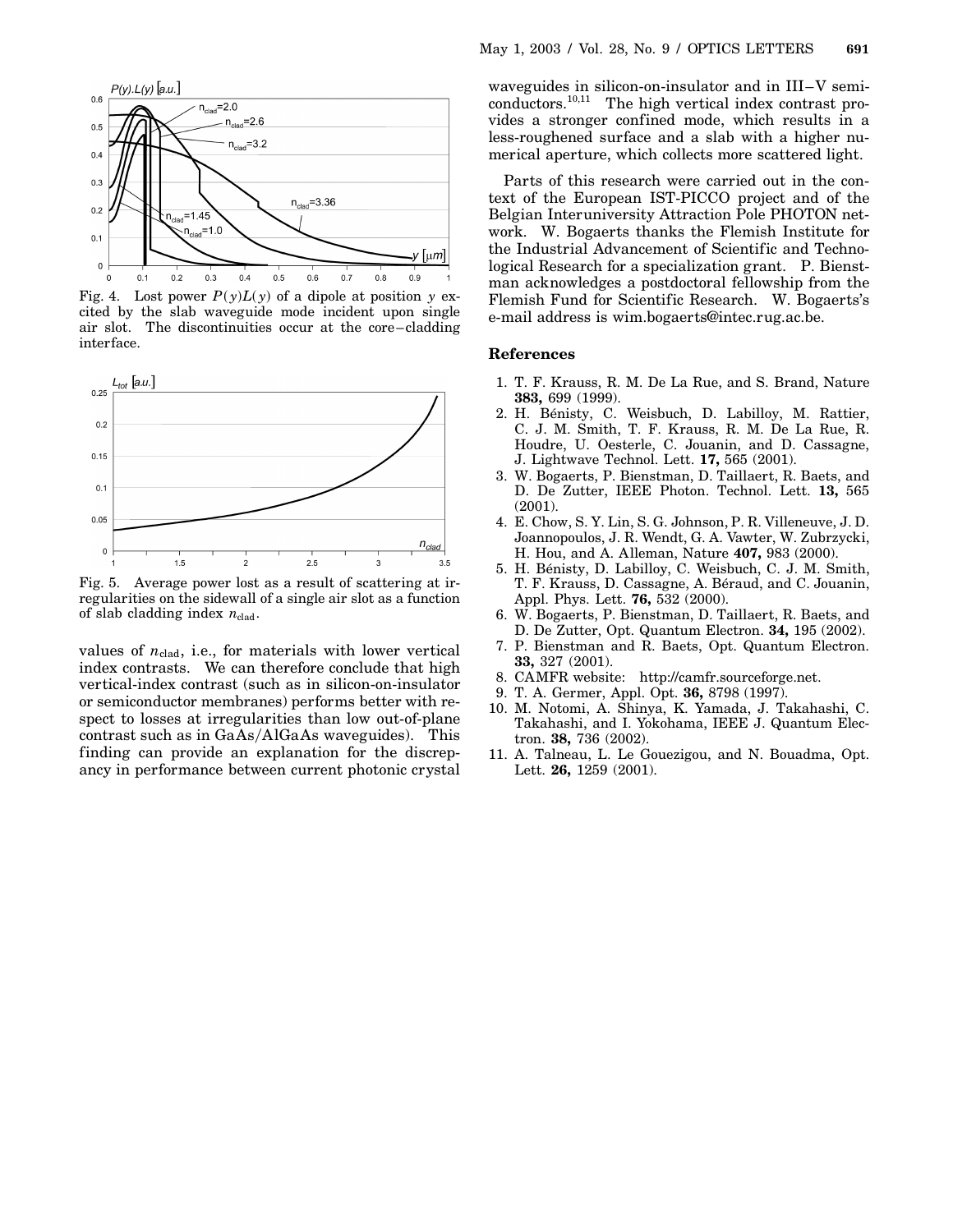P(y).L(y) [a.u.]

0.6
0.5
0.4
0.3
0.2
0.1
0

0 0.1 0.2 0.3 0.4 0.5 0.6 0.7 0.8 0.9 1

$n_{clad}$=2.0
$n_{clad}$=2.6
$n_{clad}$=3.2
$n_{clad}$=3.36
$n_{clad}$=1.45
$n_{clad}$=1.0

y [μm]

Fig. 4. Lost power $P(y)L(y)$ of a dipole at position $y$ excited by the slab waveguide mode incident upon single air slot. The discontinuities occur at the core–cladding interface.

$L_{tot}$ [a.u.]

0.25
0.2
0.15
0.1
0.05
0

1 1.5 2 2.5 3 3.5

$n_{clad}$

Fig. 5. Average power lost as a result of scattering at irregularities on the sidewall of a single air slot as a function of slab cladding index $n_{clad}$.

values of $n_{clad}$, i.e., for materials with lower vertical index contrasts. We can therefore conclude that high vertical-index contrast (such as in silicon-on-insulator or semiconductor membranes) performs better with respect to losses at irregularities than low out-of-plane contrast such as in GaAs/AlGaAs waveguides). This finding can provide an explanation for the discrepancy in performance between current photonic crystal waveguides in silicon-on-insulator and in III–V semiconductors.[10,11] The high vertical index contrast provides a stronger confined mode, which results in a less-roughened surface and a slab with a higher numerical aperture, which collects more scattered light.

Parts of this research were carried out in the context of the European IST-PICCO project and of the Belgian Interuniversity Attraction Pole PHOTON network. W. Bogaerts thanks the Flemish Institute for the Industrial Advancement of Scientific and Technological Research for a specialization grant. P. Bienstman acknowledges a postdoctoral fellowship from the Flemish Fund for Scientific Research. W. Bogaerts's e-mail address is wim.bogaerts@intec.rug.ac.be.

## References

1. T. F. Krauss, R. M. De La Rue, and S. Brand, Nature **383,** 699 (1999).
2. H. Bénisty, C. Weisbuch, D. Labilloy, M. Rattier, C. J. M. Smith, T. F. Krauss, R. M. De La Rue, R. Houdre, U. Oesterle, C. Jouanin, and D. Cassagne, J. Lightwave Technol. Lett. **17,** 565 (2001).
3. W. Bogaerts, P. Bienstman, D. Taillaert, R. Baets, and D. De Zutter, IEEE Photon. Technol. Lett. **13,** 565 (2001).
4. E. Chow, S. Y. Lin, S. G. Johnson, P. R. Villeneuve, J. D. Joannopoulos, J. R. Wendt, G. A. Vawter, W. Zubrzycki, H. Hou, and A. Alleman, Nature **407,** 983 (2000).
5. H. Bénisty, D. Labilloy, C. Weisbuch, C. J. M. Smith, T. F. Krauss, D. Cassagne, A. Béraud, and C. Jouanin, Appl. Phys. Lett. **76,** 532 (2000).
6. W. Bogaerts, P. Bienstman, D. Taillaert, R. Baets, and D. De Zutter, Opt. Quantum Electron. **34,** 195 (2002).
7. P. Bienstman and R. Baets, Opt. Quantum Electron. **33,** 327 (2001).
8. CAMFR website: http://camfr.sourceforge.net.
9. T. A. Germer, Appl. Opt. **36,** 8798 (1997).
10. M. Notomi, A. Shinya, K. Yamada, J. Takahashi, C. Takahashi, and I. Yokohama, IEEE J. Quantum Electron. **38,** 736 (2002).
11. A. Talneau, L. Le Gouezigou, and N. Bouadma, Opt. Lett. **26,** 1259 (2001).